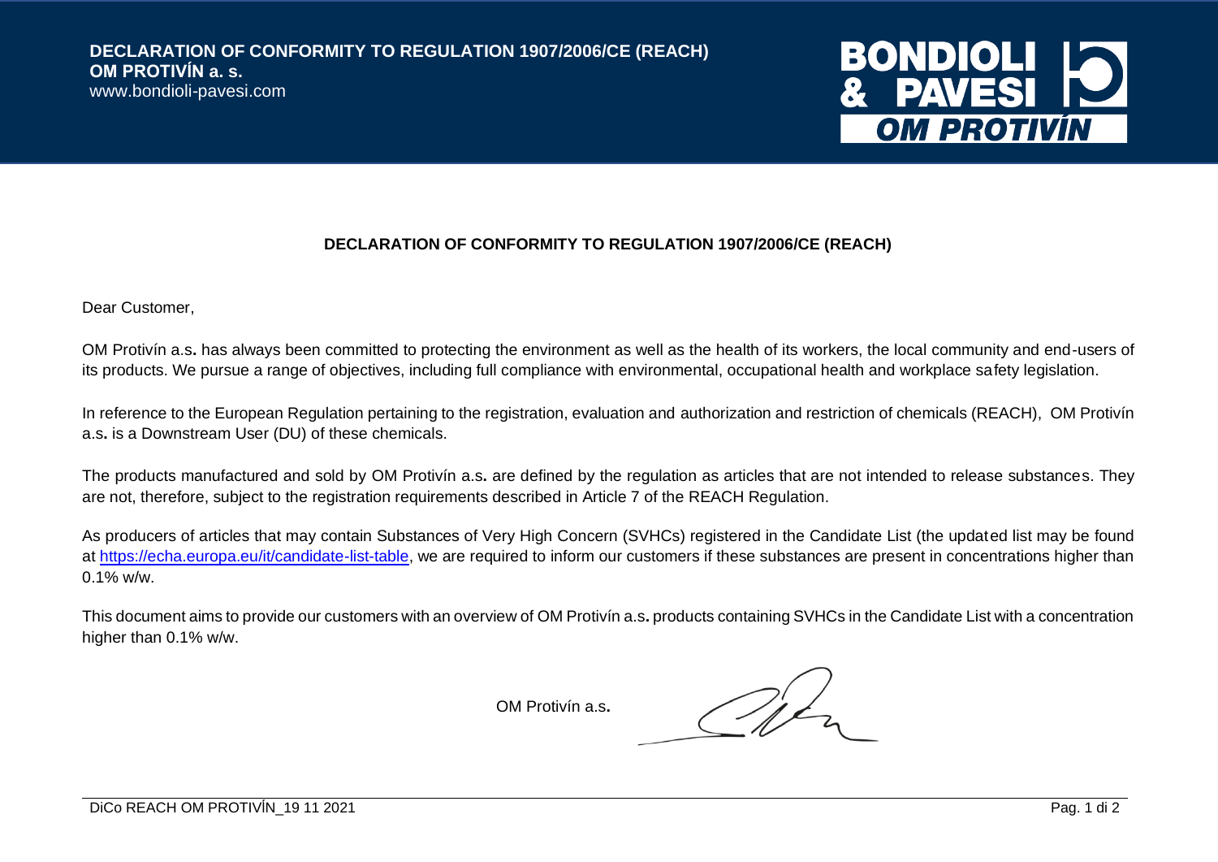# DECLARATION OF CONFORMITY TO REGULATION 1907/2006/CE (REACH)

**OM PROTIVÍN a. s.**
www.bondioli-pavesi.com

## DECLARATION OF CONFORMITY TO REGULATION 1907/2006/CE (REACH)

Dear Customer,

OM Protivín a.s**.** has always been committed to protecting the environment as well as the health of its workers, the local community and end-users of its products. We pursue a range of objectives, including full compliance with environmental, occupational health and workplace safety legislation.

In reference to the European Regulation pertaining to the registration, evaluation and authorization and restriction of chemicals (REACH), OM Protivín a.s**.** is a Downstream User (DU) of these chemicals.

The products manufactured and sold by OM Protivín a.s**.** are defined by the regulation as articles that are not intended to release substances. They are not, therefore, subject to the registration requirements described in Article 7 of the REACH Regulation.

As producers of articles that may contain Substances of Very High Concern (SVHCs) registered in the Candidate List (the updated list may be found at https://echa.europa.eu/it/candidate-list-table, we are required to inform our customers if these substances are present in concentrations higher than 0.1% w/w.

This document aims to provide our customers with an overview of OM Protivín a.s**.** products containing SVHCs in the Candidate List with a concentration higher than 0.1% w/w.

OM Protivín a.s**.**

DiCo REACH OM PROTIVÍN_19 11 2021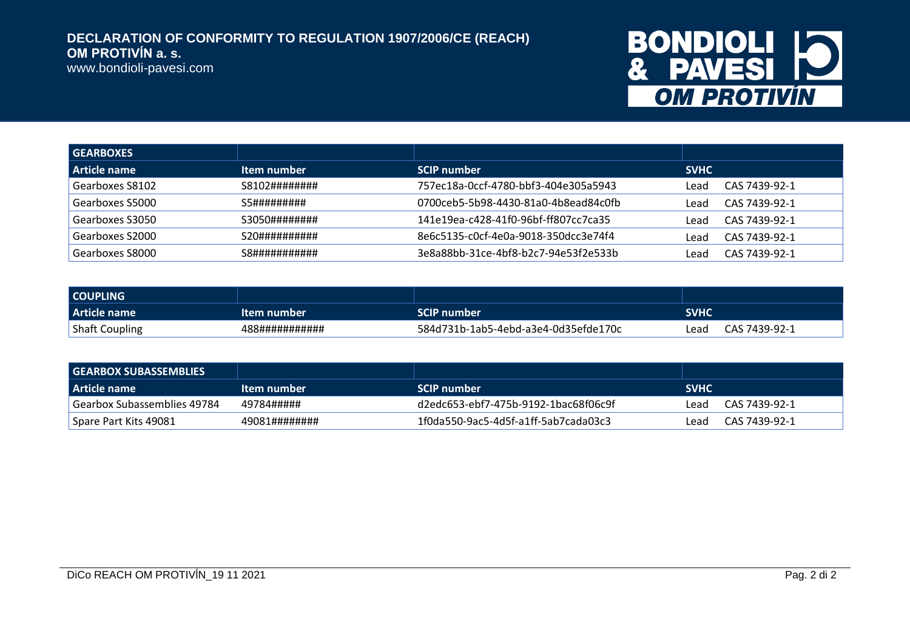| GEARBOXES | | | |
|---|---|---|---|
| **Article name** | **Item number** | **SCIP number** | **SVHC** |
| Gearboxes S8102 | S8102######## | 757ec18a-0ccf-4780-bbf3-404e305a5943 | Lead CAS 7439-92-1 |
| Gearboxes S5000 | S5######### | 0700ceb5-5b98-4430-81a0-4b8ead84c0fb | Lead CAS 7439-92-1 |
| Gearboxes S3050 | S3050######## | 141e19ea-c428-41f0-96bf-ff807cc7ca35 | Lead CAS 7439-92-1 |
| Gearboxes S2000 | S20########### | 8e6c5135-c0cf-4e0a-9018-350dcc3e74f4 | Lead CAS 7439-92-1 |
| Gearboxes S8000 | S8############ | 3e8a88bb-31ce-4bf8-b2c7-94e53f2e533b | Lead CAS 7439-92-1 |

| COUPLING | | | |
|---|---|---|---|
| **Article name** | **Item number** | **SCIP number** | **SVHC** |
| Shaft Coupling | 488############ | 584d731b-1ab5-4ebd-a3e4-0d35efde170c | Lead CAS 7439-92-1 |

| GEARBOX SUBASSEMBLIES | | | |
|---|---|---|---|
| **Article name** | **Item number** | **SCIP number** | **SVHC** |
| Gearbox Subassemblies 49784 | 49784##### | d2edc653-ebf7-475b-9192-1bac68f06c9f | Lead CAS 7439-92-1 |
| Spare Part Kits 49081 | 49081######## | 1f0da550-9ac5-4d5f-a1ff-5ab7cada03c3 | Lead CAS 7439-92-1 |